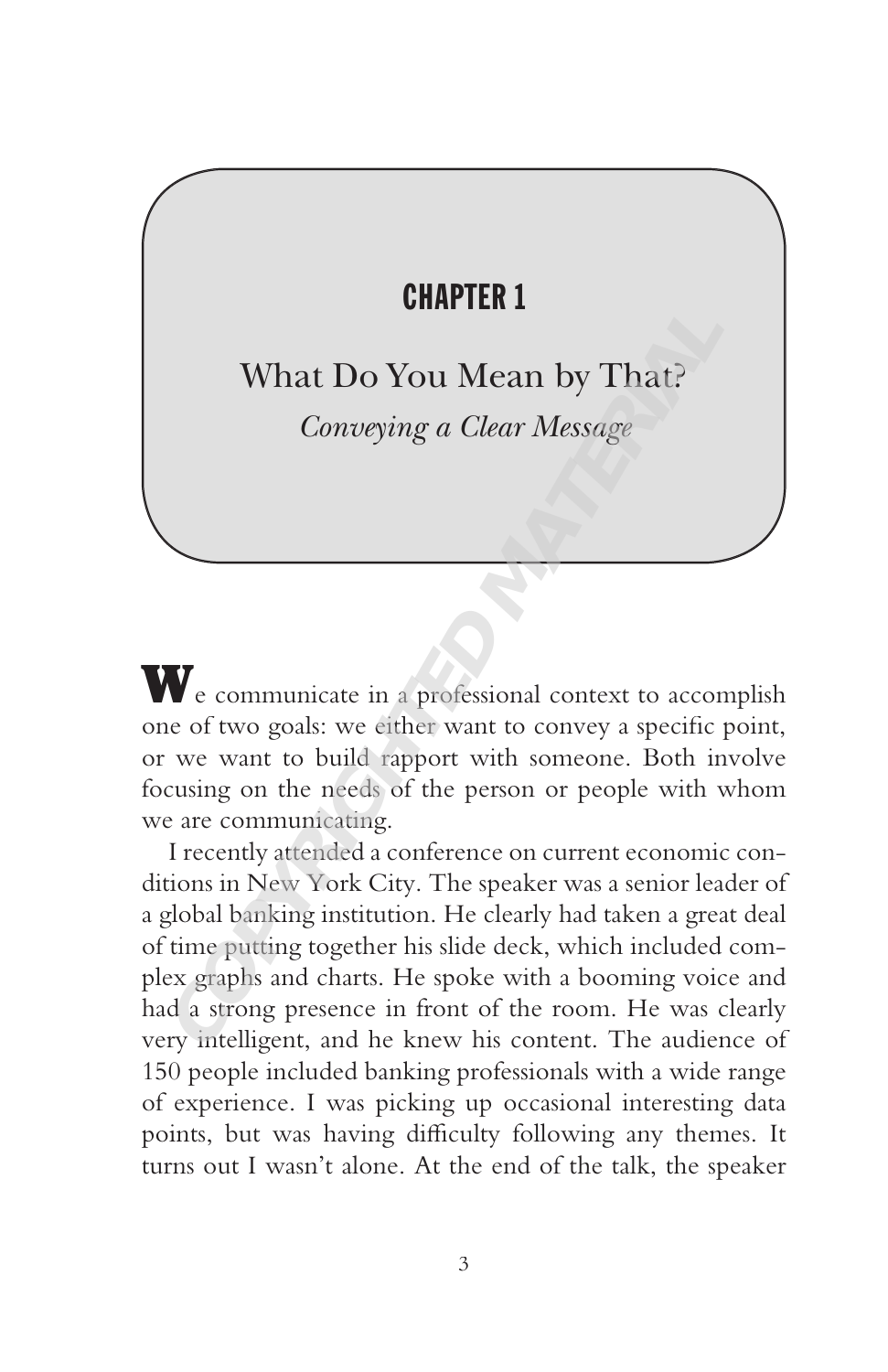# CHAPTER 1

## What Do You Mean by That?

### *Conveying a Clear Message*

We communicate in a professional context to accomplish one of two goals: we either want to convey a specific point, or we want to build rapport with someone. Both involve focusing on the needs of the person or people with whom we are communicating.

I recently attended a conference on current economic conditions in New York City. The speaker was a senior leader of a global banking institution. He clearly had taken a great deal of time putting together his slide deck, which included complex graphs and charts. He spoke with a booming voice and had a strong presence in front of the room. He was clearly very intelligent, and he knew his content. The audience of 150 people included banking professionals with a wide range of experience. I was picking up occasional interesting data points, but was having difficulty following any themes. It turns out I wasn't alone. At the end of the talk, the speaker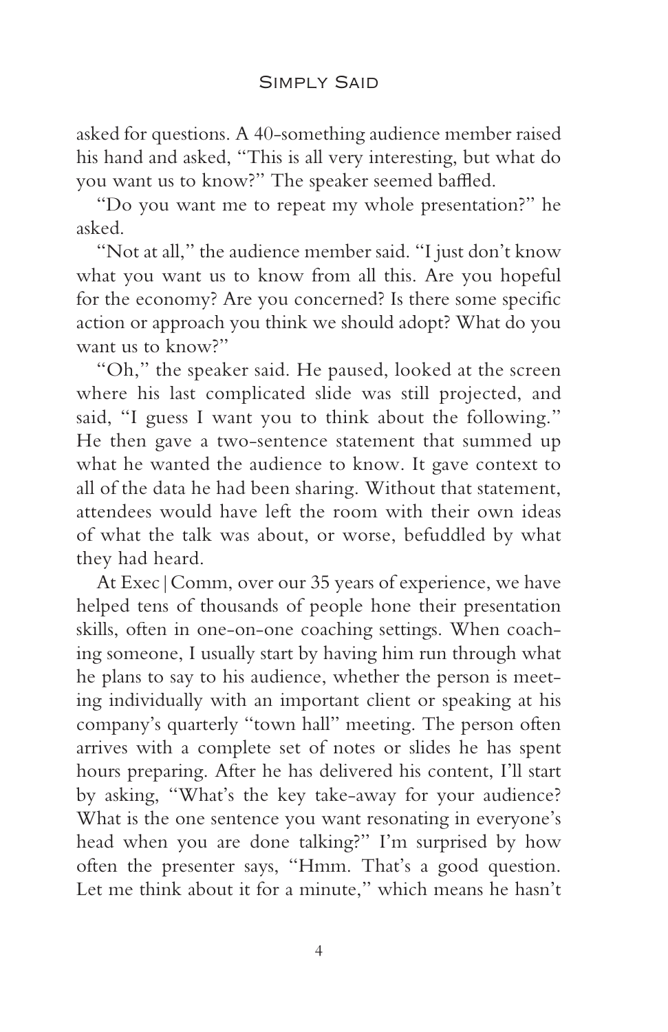asked for questions. A 40-something audience member raised his hand and asked, "This is all very interesting, but what do you want us to know?" The speaker seemed baffled.

"Do you want me to repeat my whole presentation?" he asked.

"Not at all," the audience member said. "I just don't know what you want us to know from all this. Are you hopeful for the economy? Are you concerned? Is there some specific action or approach you think we should adopt? What do you want us to know?"

"Oh," the speaker said. He paused, looked at the screen where his last complicated slide was still projected, and said, "I guess I want you to think about the following." He then gave a two-sentence statement that summed up what he wanted the audience to know. It gave context to all of the data he had been sharing. Without that statement, attendees would have left the room with their own ideas of what the talk was about, or worse, befuddled by what they had heard.

At Exec|Comm, over our 35 years of experience, we have helped tens of thousands of people hone their presentation skills, often in one-on-one coaching settings. When coaching someone, I usually start by having him run through what he plans to say to his audience, whether the person is meeting individually with an important client or speaking at his company's quarterly "town hall" meeting. The person often arrives with a complete set of notes or slides he has spent hours preparing. After he has delivered his content, I'll start by asking, "What's the key take-away for your audience? What is the one sentence you want resonating in everyone's head when you are done talking?" I'm surprised by how often the presenter says, "Hmm. That's a good question. Let me think about it for a minute," which means he hasn't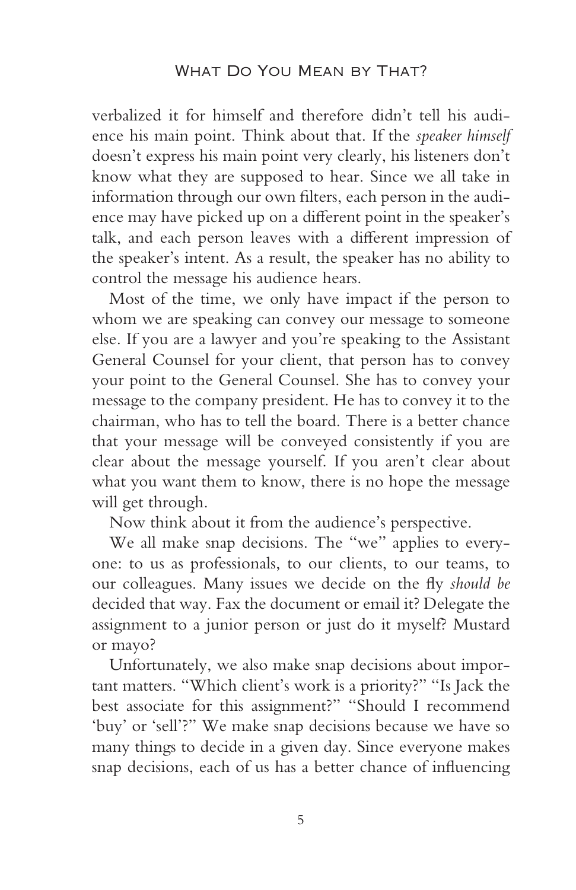verbalized it for himself and therefore didn't tell his audience his main point. Think about that. If the *speaker himself* doesn't express his main point very clearly, his listeners don't know what they are supposed to hear. Since we all take in information through our own filters, each person in the audience may have picked up on a different point in the speaker's talk, and each person leaves with a different impression of the speaker's intent. As a result, the speaker has no ability to control the message his audience hears.

Most of the time, we only have impact if the person to whom we are speaking can convey our message to someone else. If you are a lawyer and you're speaking to the Assistant General Counsel for your client, that person has to convey your point to the General Counsel. She has to convey your message to the company president. He has to convey it to the chairman, who has to tell the board. There is a better chance that your message will be conveyed consistently if you are clear about the message yourself. If you aren't clear about what you want them to know, there is no hope the message will get through.

Now think about it from the audience's perspective.

We all make snap decisions. The "we" applies to everyone: to us as professionals, to our clients, to our teams, to our colleagues. Many issues we decide on the fly *should be* decided that way. Fax the document or email it? Delegate the assignment to a junior person or just do it myself? Mustard or mayo?

Unfortunately, we also make snap decisions about important matters. "Which client's work is a priority?" "Is Jack the best associate for this assignment?" "Should I recommend 'buy' or 'sell'?" We make snap decisions because we have so many things to decide in a given day. Since everyone makes snap decisions, each of us has a better chance of influencing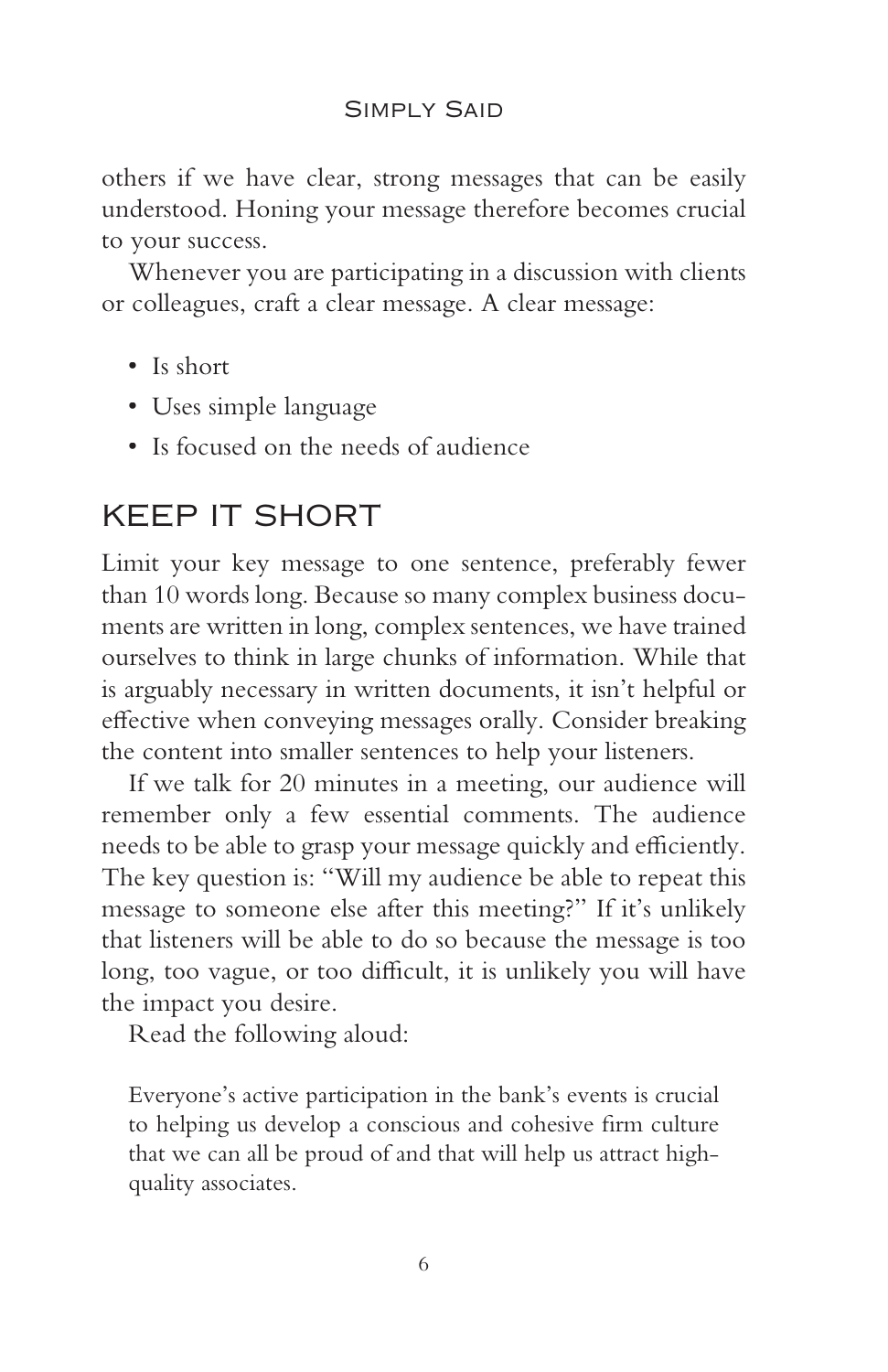others if we have clear, strong messages that can be easily understood. Honing your message therefore becomes crucial to your success.

Whenever you are participating in a discussion with clients or colleagues, craft a clear message. A clear message:

- Is short
- Uses simple language
- Is focused on the needs of audience

## KEEP IT SHORT

Limit your key message to one sentence, preferably fewer than 10 words long. Because so many complex business documents are written in long, complex sentences, we have trained ourselves to think in large chunks of information. While that is arguably necessary in written documents, it isn't helpful or effective when conveying messages orally. Consider breaking the content into smaller sentences to help your listeners.

If we talk for 20 minutes in a meeting, our audience will remember only a few essential comments. The audience needs to be able to grasp your message quickly and efficiently. The key question is: "Will my audience be able to repeat this message to someone else after this meeting?" If it's unlikely that listeners will be able to do so because the message is too long, too vague, or too difficult, it is unlikely you will have the impact you desire.

Read the following aloud:

> Everyone's active participation in the bank's events is crucial to helping us develop a conscious and cohesive firm culture that we can all be proud of and that will help us attract high-quality associates.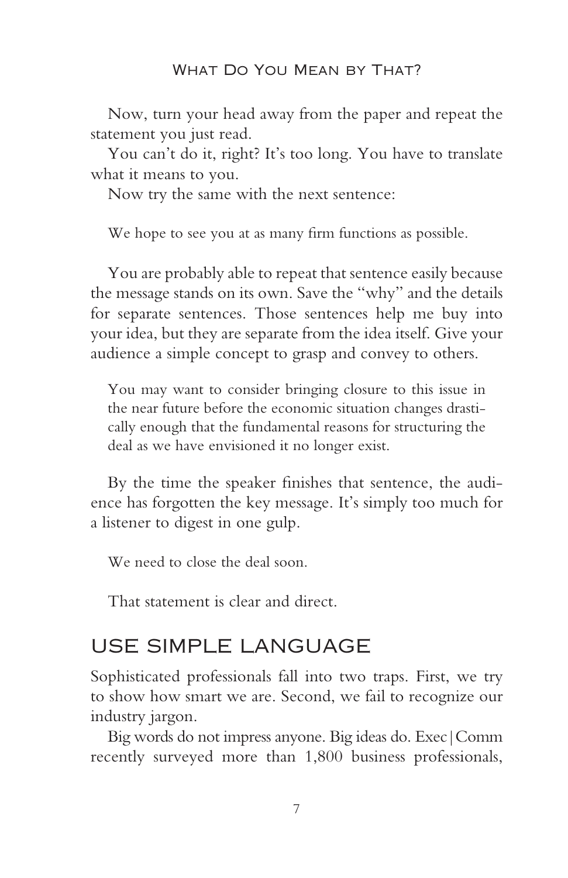Now, turn your head away from the paper and repeat the statement you just read.

You can't do it, right? It's too long. You have to translate what it means to you.

Now try the same with the next sentence:

> We hope to see you at as many firm functions as possible.

You are probably able to repeat that sentence easily because the message stands on its own. Save the "why" and the details for separate sentences. Those sentences help me buy into your idea, but they are separate from the idea itself. Give your audience a simple concept to grasp and convey to others.

> You may want to consider bringing closure to this issue in the near future before the economic situation changes drastically enough that the fundamental reasons for structuring the deal as we have envisioned it no longer exist.

By the time the speaker finishes that sentence, the audience has forgotten the key message. It's simply too much for a listener to digest in one gulp.

> We need to close the deal soon.

That statement is clear and direct.

## USE SIMPLE LANGUAGE

Sophisticated professionals fall into two traps. First, we try to show how smart we are. Second, we fail to recognize our industry jargon.

Big words do not impress anyone. Big ideas do. Exec|Comm recently surveyed more than 1,800 business professionals,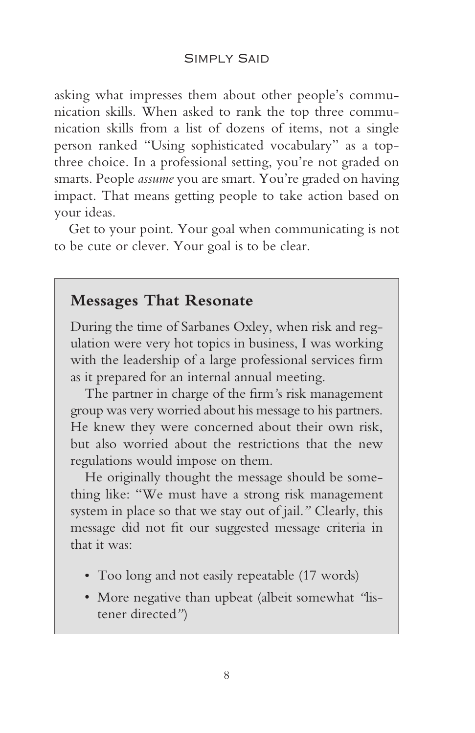asking what impresses them about other people's communication skills. When asked to rank the top three communication skills from a list of dozens of items, not a single person ranked "Using sophisticated vocabulary" as a top-three choice. In a professional setting, you're not graded on smarts. People *assume* you are smart. You're graded on having impact. That means getting people to take action based on your ideas.

Get to your point. Your goal when communicating is not to be cute or clever. Your goal is to be clear.

## Messages That Resonate

During the time of Sarbanes Oxley, when risk and regulation were very hot topics in business, I was working with the leadership of a large professional services firm as it prepared for an internal annual meeting.

The partner in charge of the firm's risk management group was very worried about his message to his partners. He knew they were concerned about their own risk, but also worried about the restrictions that the new regulations would impose on them.

He originally thought the message should be something like: "We must have a strong risk management system in place so that we stay out of jail." Clearly, this message did not fit our suggested message criteria in that it was:

- Too long and not easily repeatable (17 words)
- More negative than upbeat (albeit somewhat "listener directed")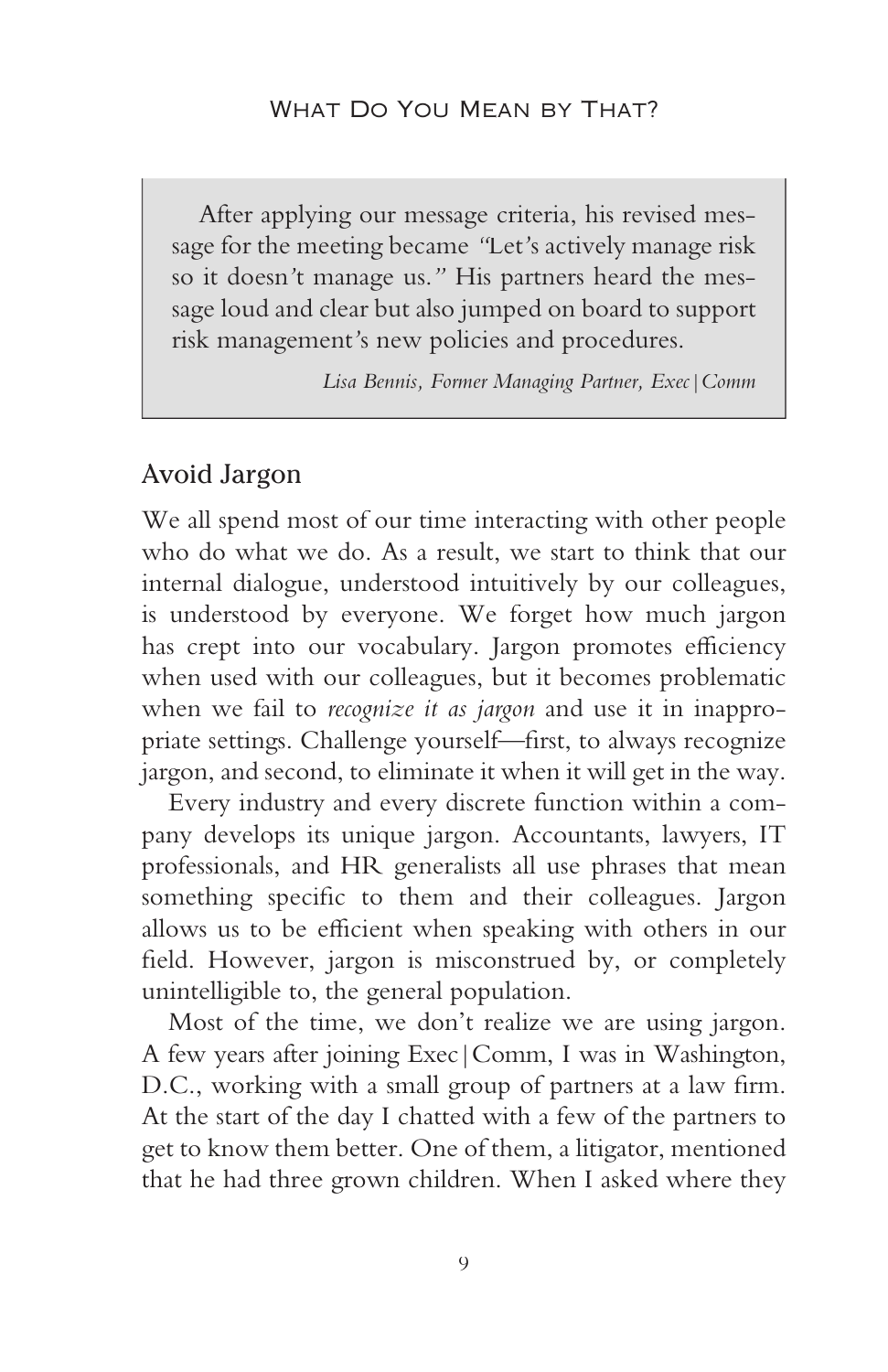> After applying our message criteria, his revised message for the meeting became "Let's actively manage risk so it doesn't manage us." His partners heard the message loud and clear but also jumped on board to support risk management's new policies and procedures.
>
> *Lisa Bennis, Former Managing Partner, Exec|Comm*

## Avoid Jargon

We all spend most of our time interacting with other people who do what we do. As a result, we start to think that our internal dialogue, understood intuitively by our colleagues, is understood by everyone. We forget how much jargon has crept into our vocabulary. Jargon promotes efficiency when used with our colleagues, but it becomes problematic when we fail to *recognize it as jargon* and use it in inappropriate settings. Challenge yourself—first, to always recognize jargon, and second, to eliminate it when it will get in the way.

Every industry and every discrete function within a company develops its unique jargon. Accountants, lawyers, IT professionals, and HR generalists all use phrases that mean something specific to them and their colleagues. Jargon allows us to be efficient when speaking with others in our field. However, jargon is misconstrued by, or completely unintelligible to, the general population.

Most of the time, we don't realize we are using jargon. A few years after joining Exec|Comm, I was in Washington, D.C., working with a small group of partners at a law firm. At the start of the day I chatted with a few of the partners to get to know them better. One of them, a litigator, mentioned that he had three grown children. When I asked where they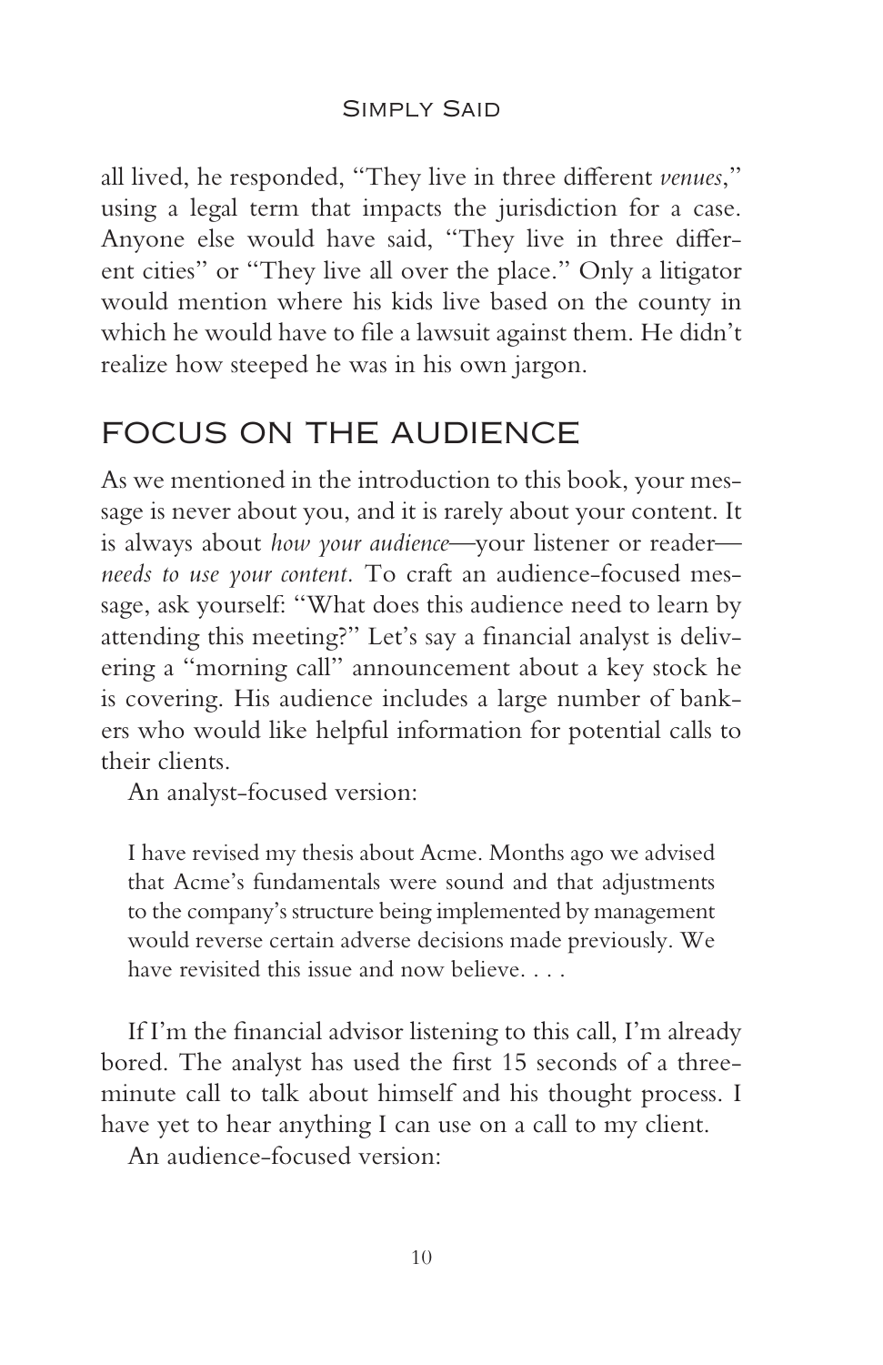all lived, he responded, "They live in three different *venues*," using a legal term that impacts the jurisdiction for a case. Anyone else would have said, "They live in three different cities" or "They live all over the place." Only a litigator would mention where his kids live based on the county in which he would have to file a lawsuit against them. He didn't realize how steeped he was in his own jargon.

## FOCUS ON THE AUDIENCE

As we mentioned in the introduction to this book, your message is never about you, and it is rarely about your content. It is always about *how your audience*—your listener or reader—*needs to use your content.* To craft an audience-focused message, ask yourself: "What does this audience need to learn by attending this meeting?" Let's say a financial analyst is delivering a "morning call" announcement about a key stock he is covering. His audience includes a large number of bankers who would like helpful information for potential calls to their clients.

An analyst-focused version:

> I have revised my thesis about Acme. Months ago we advised that Acme's fundamentals were sound and that adjustments to the company's structure being implemented by management would reverse certain adverse decisions made previously. We have revisited this issue and now believe. . . .

If I'm the financial advisor listening to this call, I'm already bored. The analyst has used the first 15 seconds of a three-minute call to talk about himself and his thought process. I have yet to hear anything I can use on a call to my client.

An audience-focused version: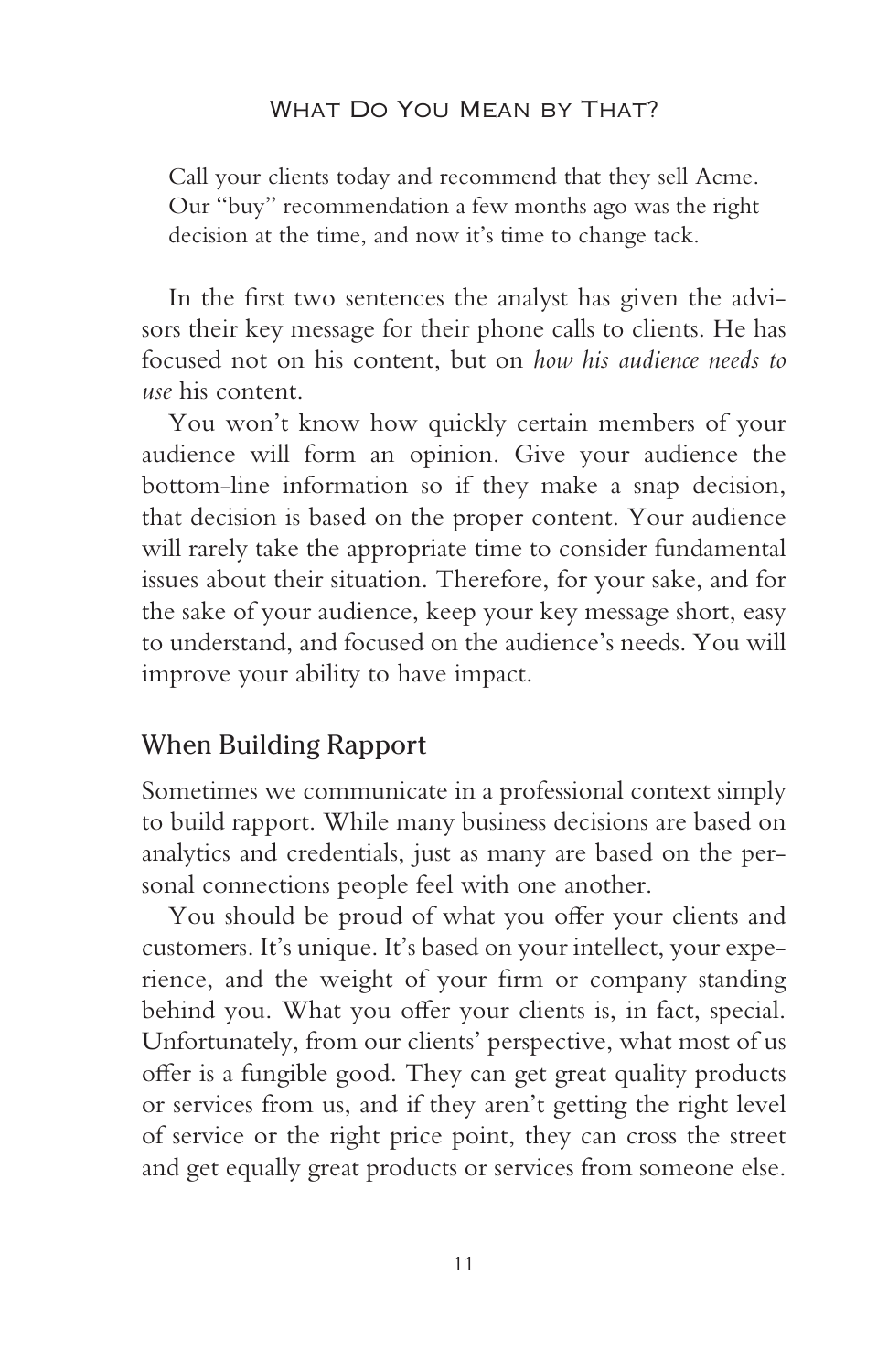> Call your clients today and recommend that they sell Acme. Our "buy" recommendation a few months ago was the right decision at the time, and now it's time to change tack.

In the first two sentences the analyst has given the advisors their key message for their phone calls to clients. He has focused not on his content, but on *how his audience needs to use* his content.

You won't know how quickly certain members of your audience will form an opinion. Give your audience the bottom-line information so if they make a snap decision, that decision is based on the proper content. Your audience will rarely take the appropriate time to consider fundamental issues about their situation. Therefore, for your sake, and for the sake of your audience, keep your key message short, easy to understand, and focused on the audience's needs. You will improve your ability to have impact.

## When Building Rapport

Sometimes we communicate in a professional context simply to build rapport. While many business decisions are based on analytics and credentials, just as many are based on the personal connections people feel with one another.

You should be proud of what you offer your clients and customers. It's unique. It's based on your intellect, your experience, and the weight of your firm or company standing behind you. What you offer your clients is, in fact, special. Unfortunately, from our clients' perspective, what most of us offer is a fungible good. They can get great quality products or services from us, and if they aren't getting the right level of service or the right price point, they can cross the street and get equally great products or services from someone else.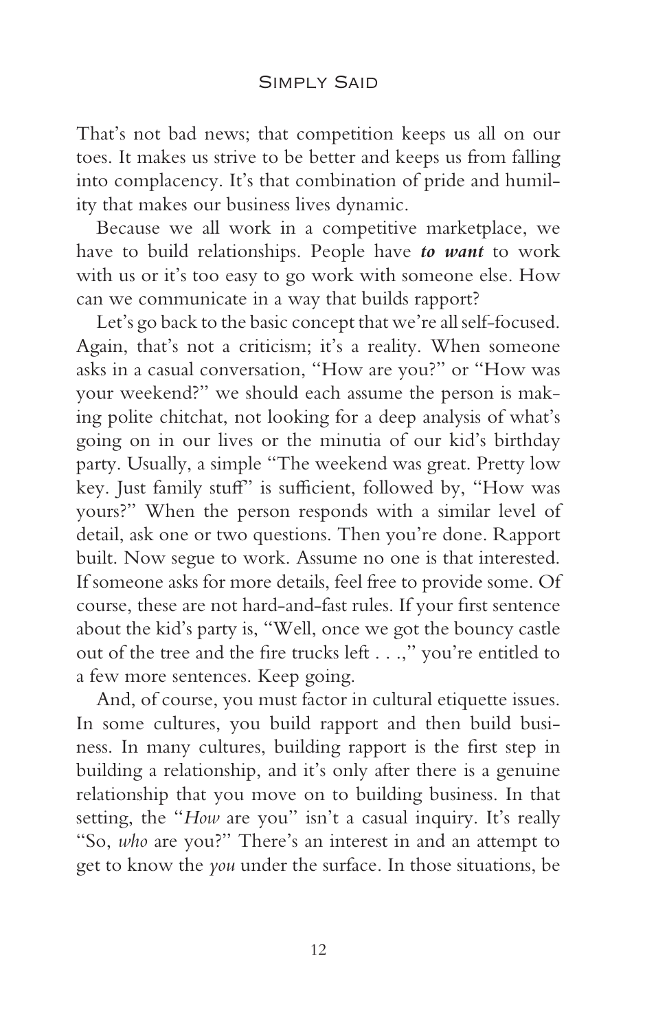That's not bad news; that competition keeps us all on our toes. It makes us strive to be better and keeps us from falling into complacency. It's that combination of pride and humility that makes our business lives dynamic.

Because we all work in a competitive marketplace, we have to build relationships. People have ***to want*** to work with us or it's too easy to go work with someone else. How can we communicate in a way that builds rapport?

Let's go back to the basic concept that we're all self-focused. Again, that's not a criticism; it's a reality. When someone asks in a casual conversation, "How are you?" or "How was your weekend?" we should each assume the person is making polite chitchat, not looking for a deep analysis of what's going on in our lives or the minutia of our kid's birthday party. Usually, a simple "The weekend was great. Pretty low key. Just family stuff" is sufficient, followed by, "How was yours?" When the person responds with a similar level of detail, ask one or two questions. Then you're done. Rapport built. Now segue to work. Assume no one is that interested. If someone asks for more details, feel free to provide some. Of course, these are not hard-and-fast rules. If your first sentence about the kid's party is, "Well, once we got the bouncy castle out of the tree and the fire trucks left . . .," you're entitled to a few more sentences. Keep going.

And, of course, you must factor in cultural etiquette issues. In some cultures, you build rapport and then build business. In many cultures, building rapport is the first step in building a relationship, and it's only after there is a genuine relationship that you move on to building business. In that setting, the "*How* are you" isn't a casual inquiry. It's really "So, *who* are you?" There's an interest in and an attempt to get to know the *you* under the surface. In those situations, be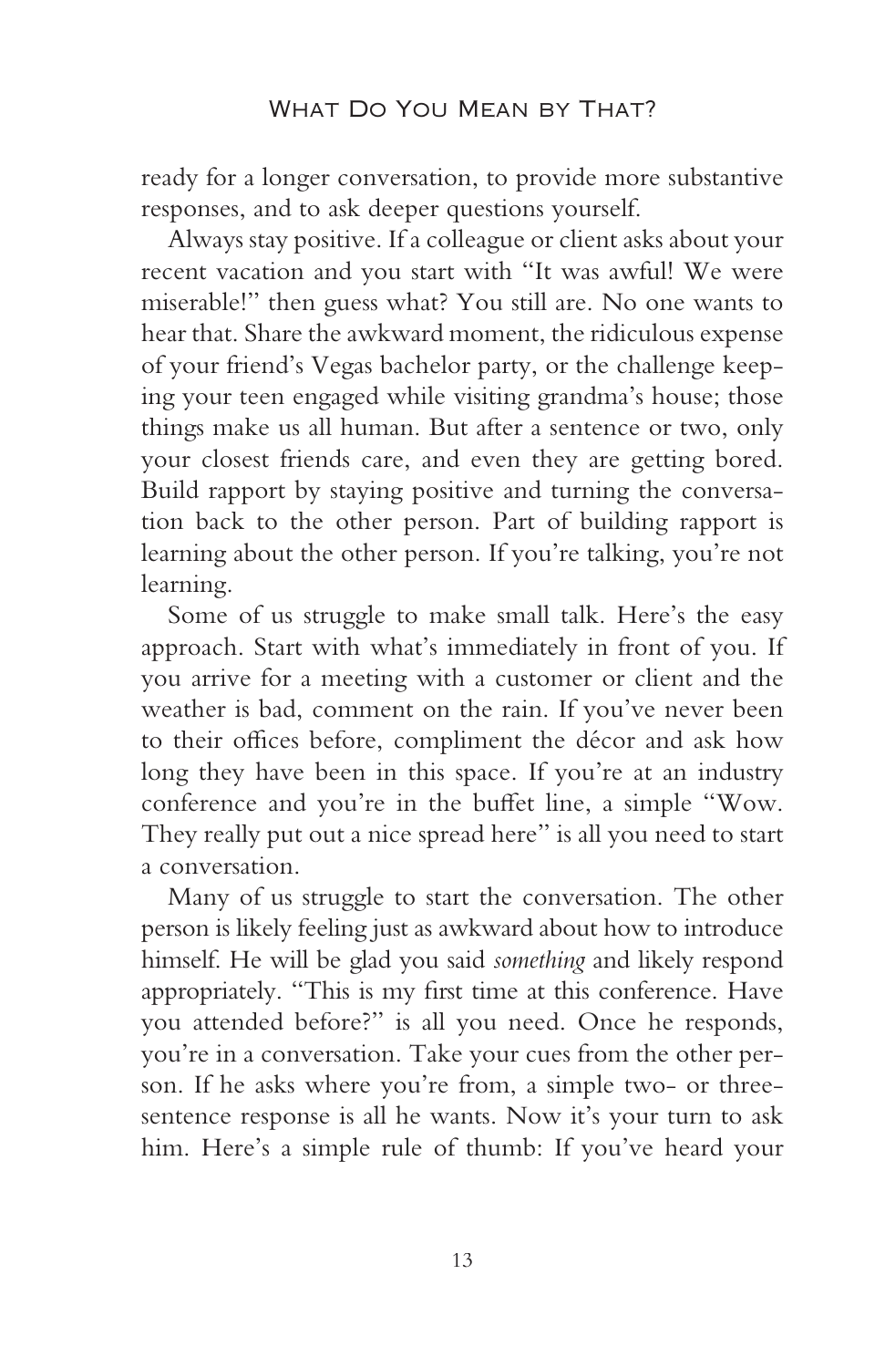ready for a longer conversation, to provide more substantive responses, and to ask deeper questions yourself.

Always stay positive. If a colleague or client asks about your recent vacation and you start with "It was awful! We were miserable!" then guess what? You still are. No one wants to hear that. Share the awkward moment, the ridiculous expense of your friend's Vegas bachelor party, or the challenge keeping your teen engaged while visiting grandma's house; those things make us all human. But after a sentence or two, only your closest friends care, and even they are getting bored. Build rapport by staying positive and turning the conversation back to the other person. Part of building rapport is learning about the other person. If you're talking, you're not learning.

Some of us struggle to make small talk. Here's the easy approach. Start with what's immediately in front of you. If you arrive for a meeting with a customer or client and the weather is bad, comment on the rain. If you've never been to their offices before, compliment the décor and ask how long they have been in this space. If you're at an industry conference and you're in the buffet line, a simple "Wow. They really put out a nice spread here" is all you need to start a conversation.

Many of us struggle to start the conversation. The other person is likely feeling just as awkward about how to introduce himself. He will be glad you said *something* and likely respond appropriately. "This is my first time at this conference. Have you attended before?" is all you need. Once he responds, you're in a conversation. Take your cues from the other person. If he asks where you're from, a simple two- or three-sentence response is all he wants. Now it's your turn to ask him. Here's a simple rule of thumb: If you've heard your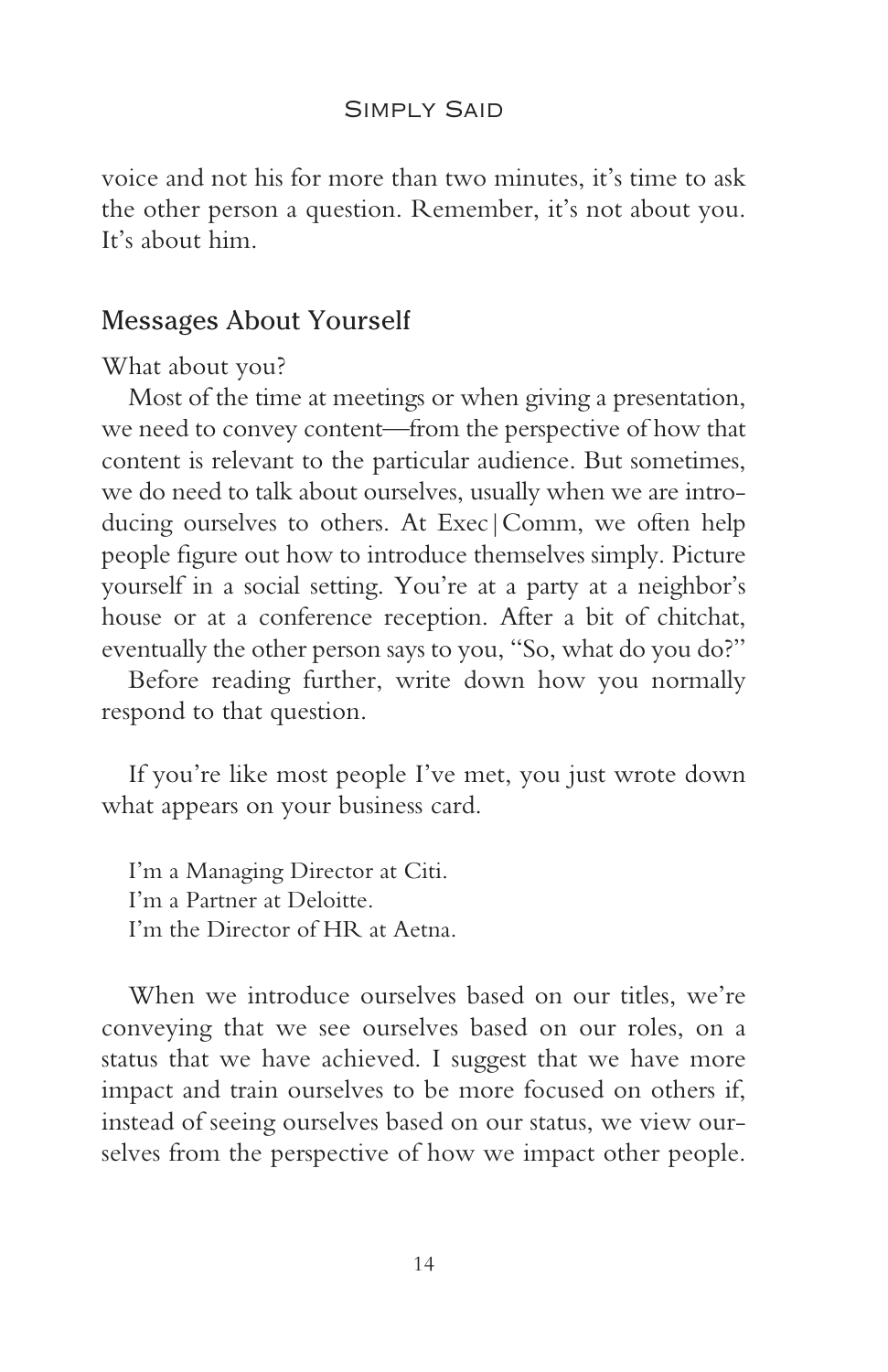voice and not his for more than two minutes, it's time to ask the other person a question. Remember, it's not about you. It's about him.

## Messages About Yourself

What about you?

Most of the time at meetings or when giving a presentation, we need to convey content—from the perspective of how that content is relevant to the particular audience. But sometimes, we do need to talk about ourselves, usually when we are introducing ourselves to others. At Exec|Comm, we often help people figure out how to introduce themselves simply. Picture yourself in a social setting. You're at a party at a neighbor's house or at a conference reception. After a bit of chitchat, eventually the other person says to you, "So, what do you do?"

Before reading further, write down how you normally respond to that question.

If you're like most people I've met, you just wrote down what appears on your business card.

> I'm a Managing Director at Citi.
> I'm a Partner at Deloitte.
> I'm the Director of HR at Aetna.

When we introduce ourselves based on our titles, we're conveying that we see ourselves based on our roles, on a status that we have achieved. I suggest that we have more impact and train ourselves to be more focused on others if, instead of seeing ourselves based on our status, we view ourselves from the perspective of how we impact other people.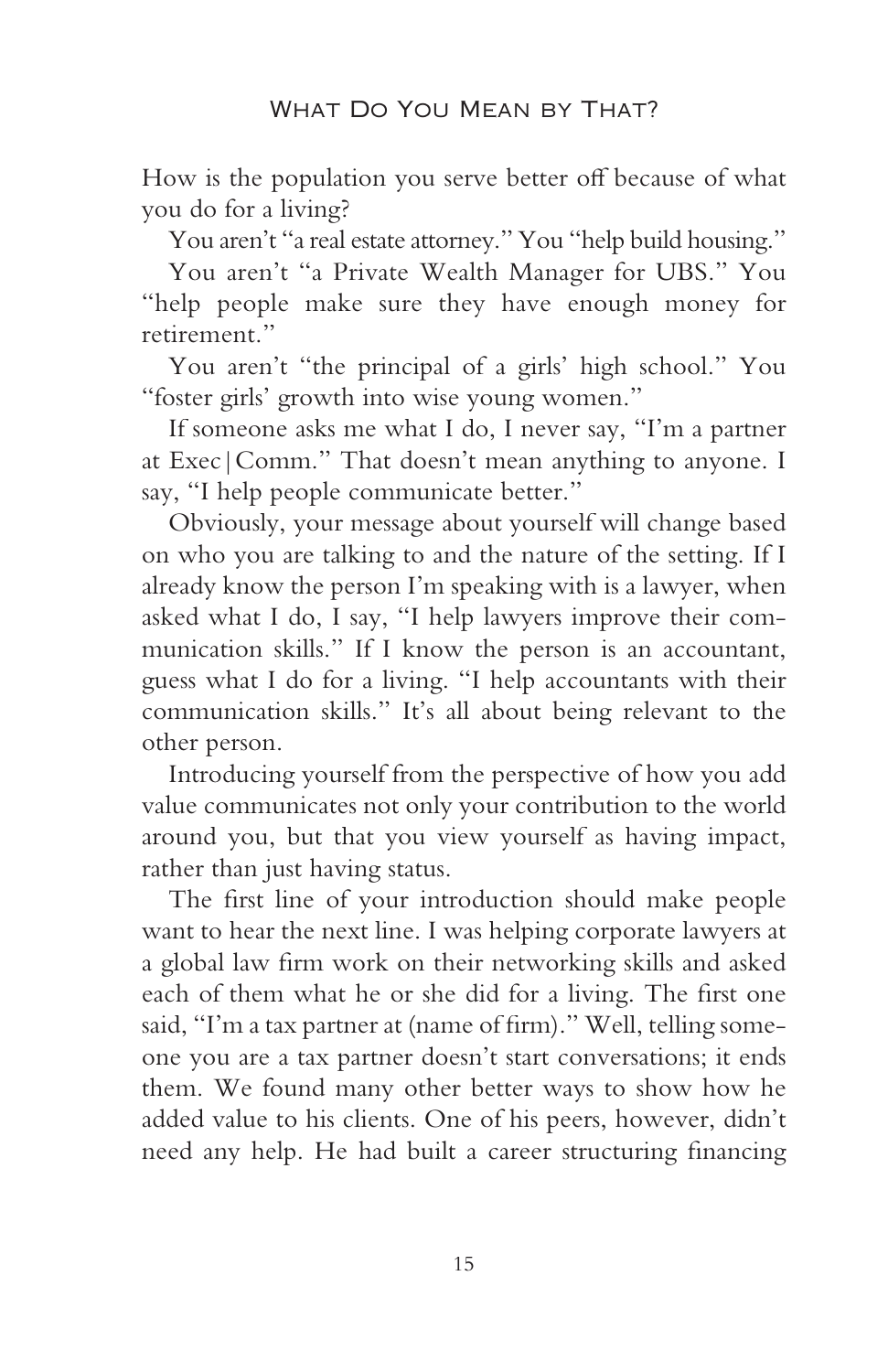How is the population you serve better off because of what you do for a living?

You aren't "a real estate attorney." You "help build housing."

You aren't "a Private Wealth Manager for UBS." You "help people make sure they have enough money for retirement."

You aren't "the principal of a girls' high school." You "foster girls' growth into wise young women."

If someone asks me what I do, I never say, "I'm a partner at Exec|Comm." That doesn't mean anything to anyone. I say, "I help people communicate better."

Obviously, your message about yourself will change based on who you are talking to and the nature of the setting. If I already know the person I'm speaking with is a lawyer, when asked what I do, I say, "I help lawyers improve their communication skills." If I know the person is an accountant, guess what I do for a living. "I help accountants with their communication skills." It's all about being relevant to the other person.

Introducing yourself from the perspective of how you add value communicates not only your contribution to the world around you, but that you view yourself as having impact, rather than just having status.

The first line of your introduction should make people want to hear the next line. I was helping corporate lawyers at a global law firm work on their networking skills and asked each of them what he or she did for a living. The first one said, "I'm a tax partner at (name of firm)." Well, telling someone you are a tax partner doesn't start conversations; it ends them. We found many other better ways to show how he added value to his clients. One of his peers, however, didn't need any help. He had built a career structuring financing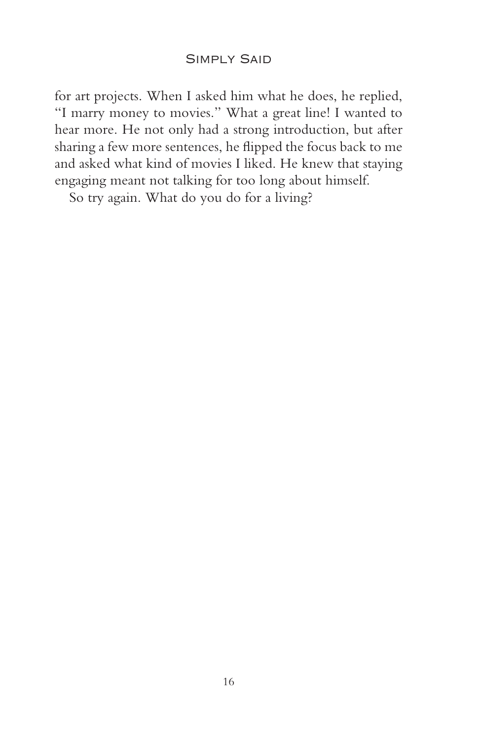for art projects. When I asked him what he does, he replied, "I marry money to movies." What a great line! I wanted to hear more. He not only had a strong introduction, but after sharing a few more sentences, he flipped the focus back to me and asked what kind of movies I liked. He knew that staying engaging meant not talking for too long about himself.

So try again. What do you do for a living?